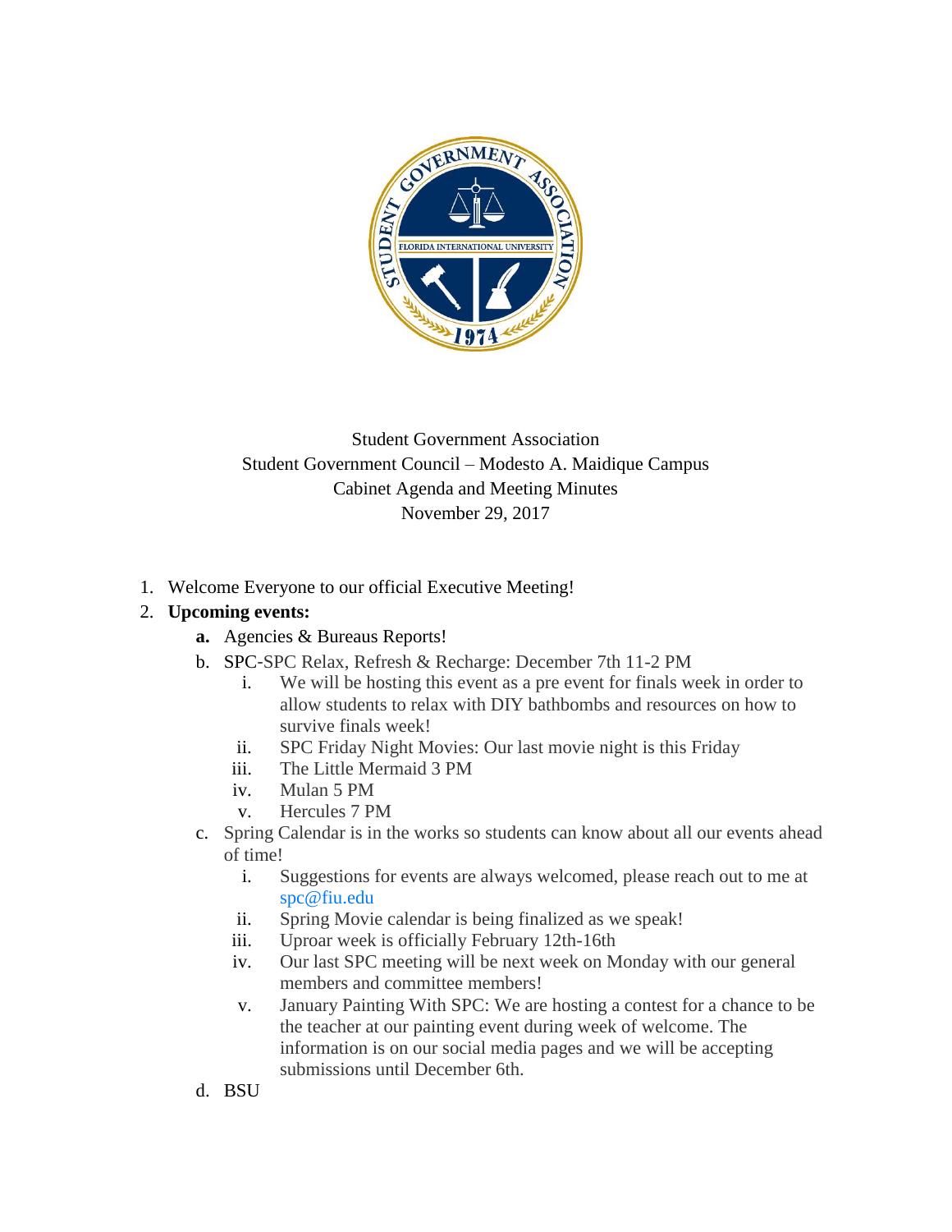Student Government Association
Student Government Council – Modesto A. Maidique Campus
Cabinet Agenda and Meeting Minutes
November 29, 2017

1. Welcome Everyone to our official Executive Meeting!
2. **Upcoming events:**
   - **a.** Agencies & Bureaus Reports!
   - b. SPC-SPC Relax, Refresh & Recharge: December 7th 11-2 PM
     - i. We will be hosting this event as a pre event for finals week in order to allow students to relax with DIY bathbombs and resources on how to survive finals week!
     - ii. SPC Friday Night Movies: Our last movie night is this Friday
     - iii. The Little Mermaid 3 PM
     - iv. Mulan 5 PM
     - v. Hercules 7 PM
   - c. Spring Calendar is in the works so students can know about all our events ahead of time!
     - i. Suggestions for events are always welcomed, please reach out to me at spc@fiu.edu
     - ii. Spring Movie calendar is being finalized as we speak!
     - iii. Uproar week is officially February 12th-16th
     - iv. Our last SPC meeting will be next week on Monday with our general members and committee members!
     - v. January Painting With SPC: We are hosting a contest for a chance to be the teacher at our painting event during week of welcome. The information is on our social media pages and we will be accepting submissions until December 6th.
   - d. BSU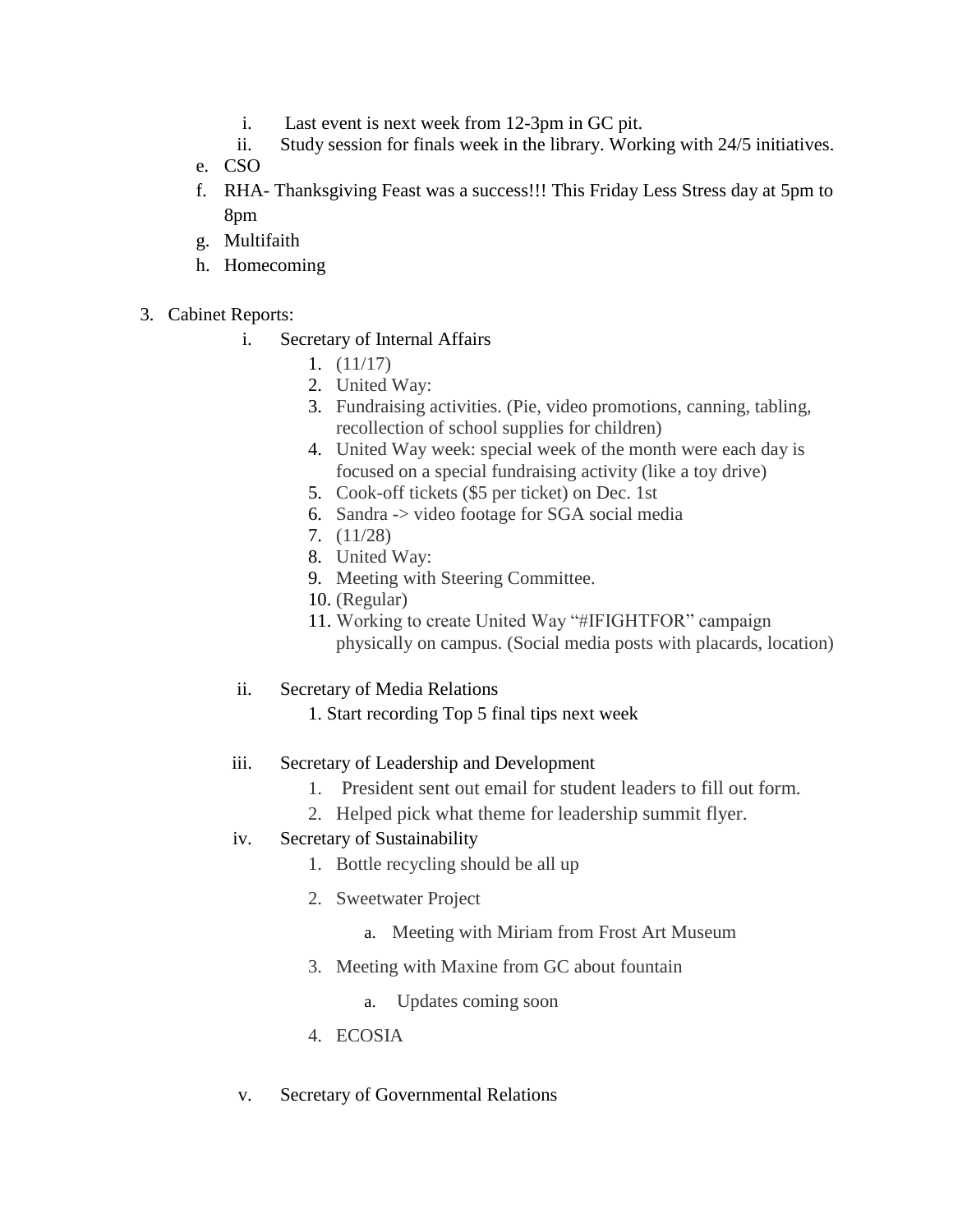i. Last event is next week from 12-3pm in GC pit.
   ii. Study session for finals week in the library. Working with 24/5 initiatives.

e. CSO
f. RHA- Thanksgiving Feast was a success!!! This Friday Less Stress day at 5pm to 8pm
g. Multifaith
h. Homecoming

3. Cabinet Reports:
   i. Secretary of Internal Affairs
      1. (11/17)
      2. United Way:
      3. Fundraising activities. (Pie, video promotions, canning, tabling, recollection of school supplies for children)
      4. United Way week: special week of the month were each day is focused on a special fundraising activity (like a toy drive)
      5. Cook-off tickets ($5 per ticket) on Dec. 1st
      6. Sandra -> video footage for SGA social media
      7. (11/28)
      8. United Way:
      9. Meeting with Steering Committee.
      10. (Regular)
      11. Working to create United Way "#IFIGHTFOR" campaign physically on campus. (Social media posts with placards, location)

   ii. Secretary of Media Relations
      1. Start recording Top 5 final tips next week

   iii. Secretary of Leadership and Development
      1. President sent out email for student leaders to fill out form.
      2. Helped pick what theme for leadership summit flyer.

   iv. Secretary of Sustainability
      1. Bottle recycling should be all up
      2. Sweetwater Project
         a. Meeting with Miriam from Frost Art Museum
      3. Meeting with Maxine from GC about fountain
         a. Updates coming soon
      4. ECOSIA

   v. Secretary of Governmental Relations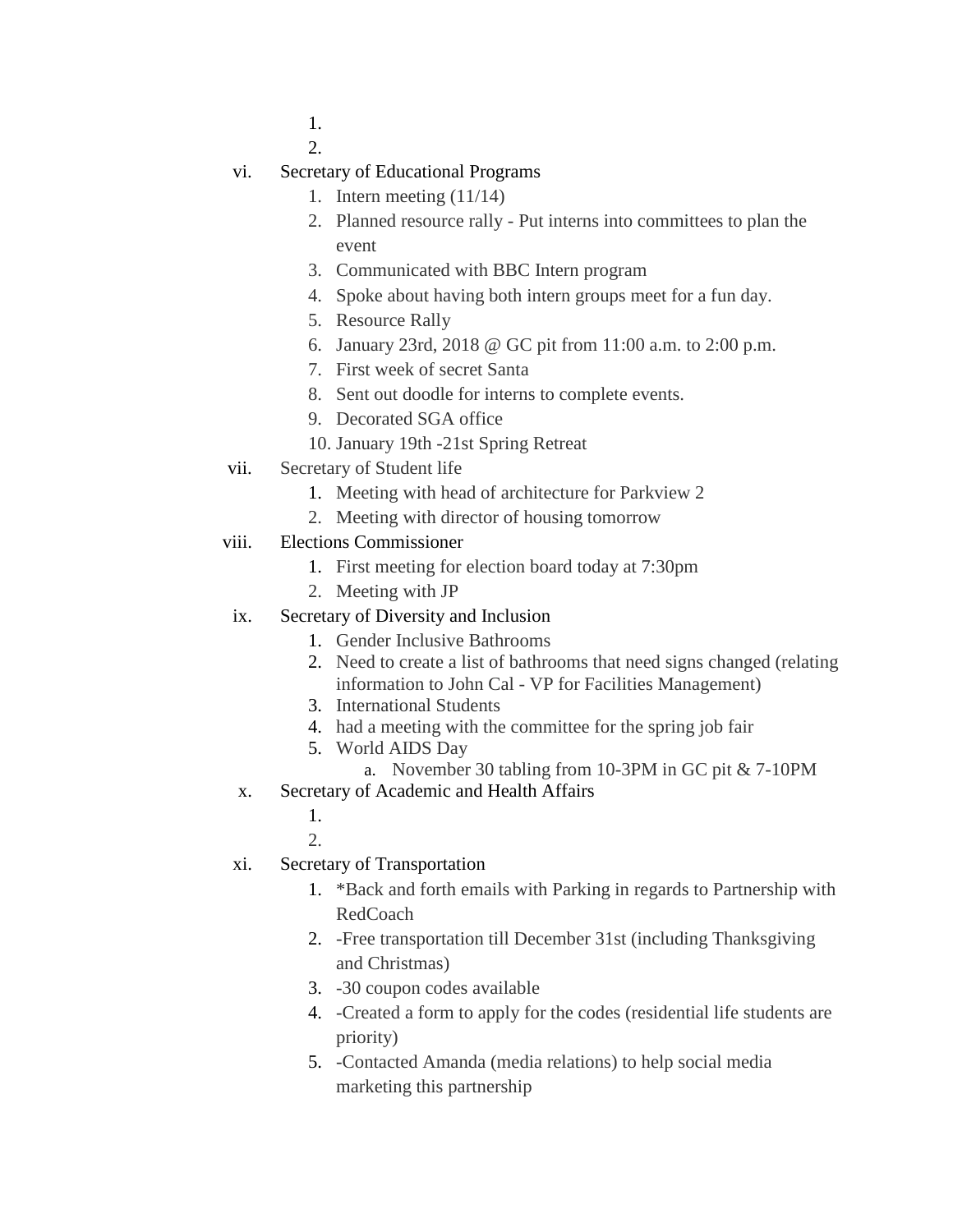1.
2.

vi. Secretary of Educational Programs
    1. Intern meeting (11/14)
    2. Planned resource rally - Put interns into committees to plan the event
    3. Communicated with BBC Intern program
    4. Spoke about having both intern groups meet for a fun day.
    5. Resource Rally
    6. January 23rd, 2018 @ GC pit from 11:00 a.m. to 2:00 p.m.
    7. First week of secret Santa
    8. Sent out doodle for interns to complete events.
    9. Decorated SGA office
    10. January 19th -21st Spring Retreat

vii. Secretary of Student life
    1. Meeting with head of architecture for Parkview 2
    2. Meeting with director of housing tomorrow

viii. Elections Commissioner
    1. First meeting for election board today at 7:30pm
    2. Meeting with JP

ix. Secretary of Diversity and Inclusion
    1. Gender Inclusive Bathrooms
    2. Need to create a list of bathrooms that need signs changed (relating information to John Cal - VP for Facilities Management)
    3. International Students
    4. had a meeting with the committee for the spring job fair
    5. World AIDS Day
        a. November 30 tabling from 10-3PM in GC pit & 7-10PM

x. Secretary of Academic and Health Affairs
    1.
    2.

xi. Secretary of Transportation
    1. *Back and forth emails with Parking in regards to Partnership with RedCoach
    2. -Free transportation till December 31st (including Thanksgiving and Christmas)
    3. -30 coupon codes available
    4. -Created a form to apply for the codes (residential life students are priority)
    5. -Contacted Amanda (media relations) to help social media marketing this partnership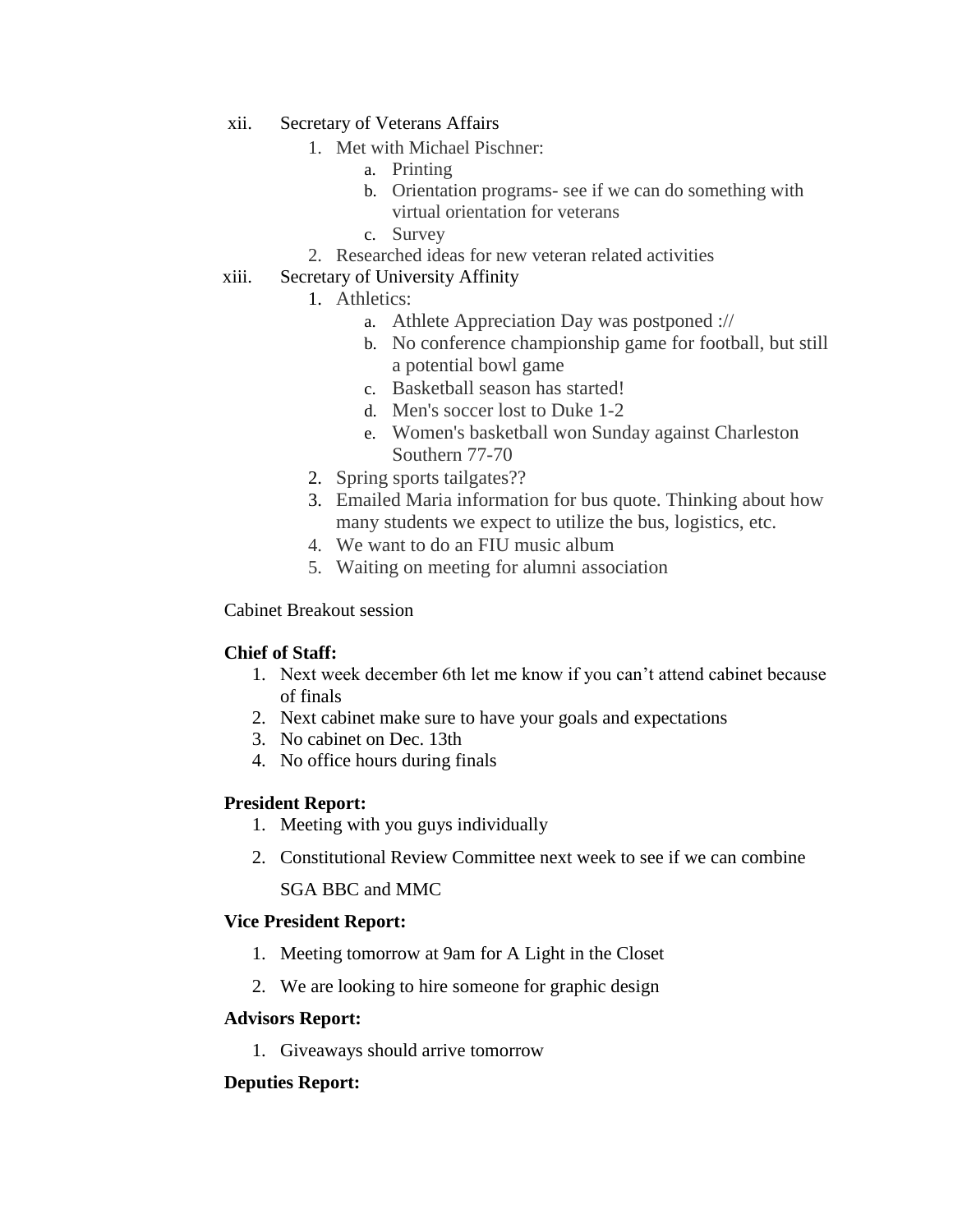xii. Secretary of Veterans Affairs

1. Met with Michael Pischner:
    a. Printing
    b. Orientation programs- see if we can do something with virtual orientation for veterans
    c. Survey
2. Researched ideas for new veteran related activities

xiii. Secretary of University Affinity

1. Athletics:
    a. Athlete Appreciation Day was postponed ://
    b. No conference championship game for football, but still a potential bowl game
    c. Basketball season has started!
    d. Men's soccer lost to Duke 1-2
    e. Women's basketball won Sunday against Charleston Southern 77-70
2. Spring sports tailgates??
3. Emailed Maria information for bus quote. Thinking about how many students we expect to utilize the bus, logistics, etc.
4. We want to do an FIU music album
5. Waiting on meeting for alumni association

Cabinet Breakout session

**Chief of Staff:**

1. Next week december 6th let me know if you can't attend cabinet because of finals
2. Next cabinet make sure to have your goals and expectations
3. No cabinet on Dec. 13th
4. No office hours during finals

**President Report:**

1. Meeting with you guys individually
2. Constitutional Review Committee next week to see if we can combine SGA BBC and MMC

**Vice President Report:**

1. Meeting tomorrow at 9am for A Light in the Closet
2. We are looking to hire someone for graphic design

**Advisors Report:**

1. Giveaways should arrive tomorrow

**Deputies Report:**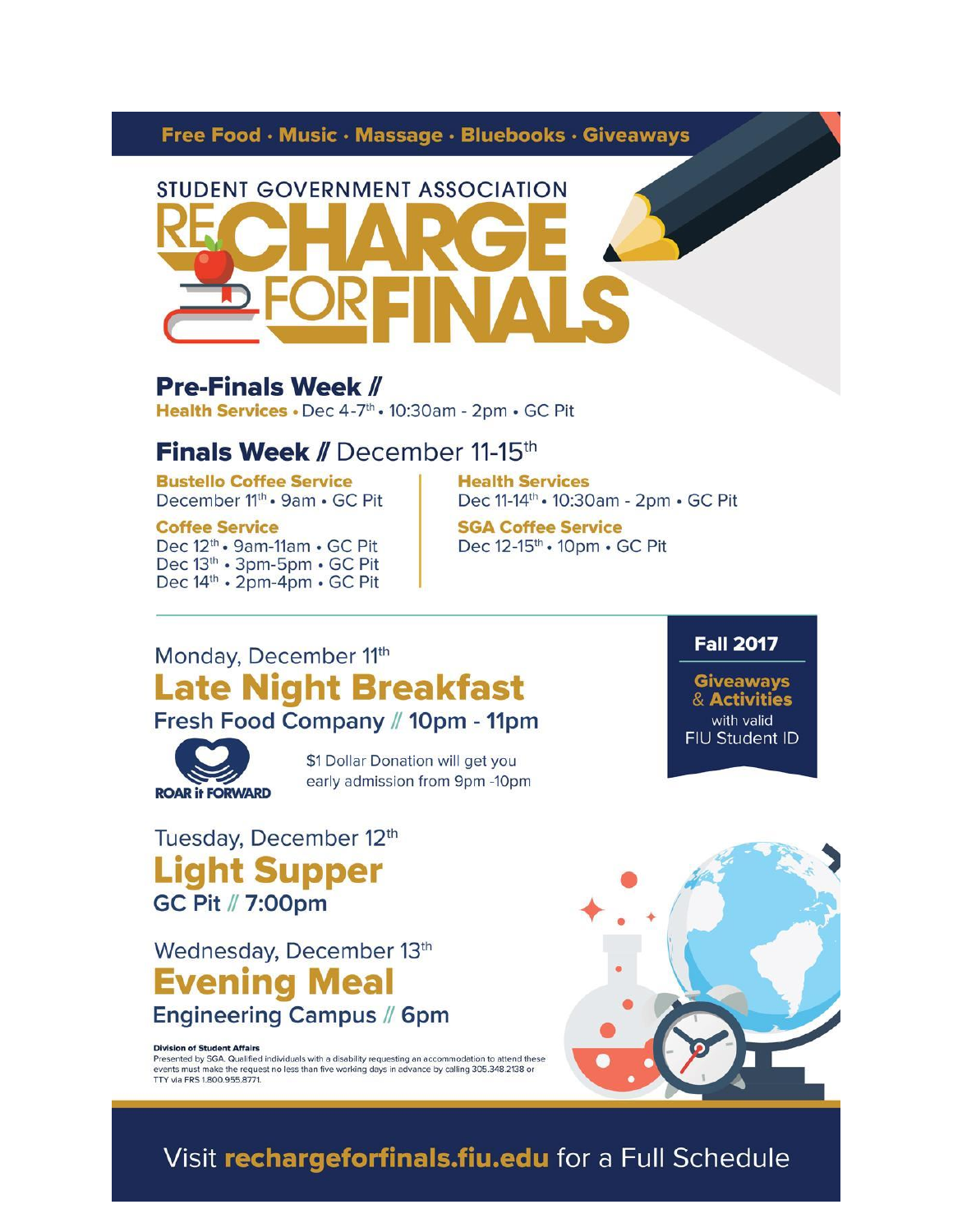Free Food · Music · Massage · Bluebooks · Giveaways

STUDENT GOVERNMENT ASSOCIATION

# RECHARGE FOR FINALS

## Pre-Finals Week //

**Health Services** • Dec 4-7th • 10:30am - 2pm • GC Pit

## Finals Week // December 11-15th

**Bustello Coffee Service**
December 11th • 9am • GC Pit

**Coffee Service**
Dec 12th • 9am-11am • GC Pit
Dec 13th • 3pm-5pm • GC Pit
Dec 14th • 2pm-4pm • GC Pit

**Health Services**
Dec 11-14th • 10:30am - 2pm • GC Pit

**SGA Coffee Service**
Dec 12-15th • 10pm • GC Pit

**Fall 2017**

**Giveaways & Activities**
with valid FIU Student ID

Monday, December 11th

## Late Night Breakfast

Fresh Food Company // 10pm - 11pm

ROAR it FORWARD

$1 Dollar Donation will get you early admission from 9pm -10pm

Tuesday, December 12th

## Light Supper

GC Pit // 7:00pm

Wednesday, December 13th

## Evening Meal

Engineering Campus // 6pm

**Division of Student Affairs**
Presented by SGA. Qualified individuals with a disability requesting an accommodation to attend these events must make the request no less than five working days in advance by calling 305.348.2138 or TTY via FRS 1.800.955.8771.

Visit **rechargeforfinals.fiu.edu** for a Full Schedule